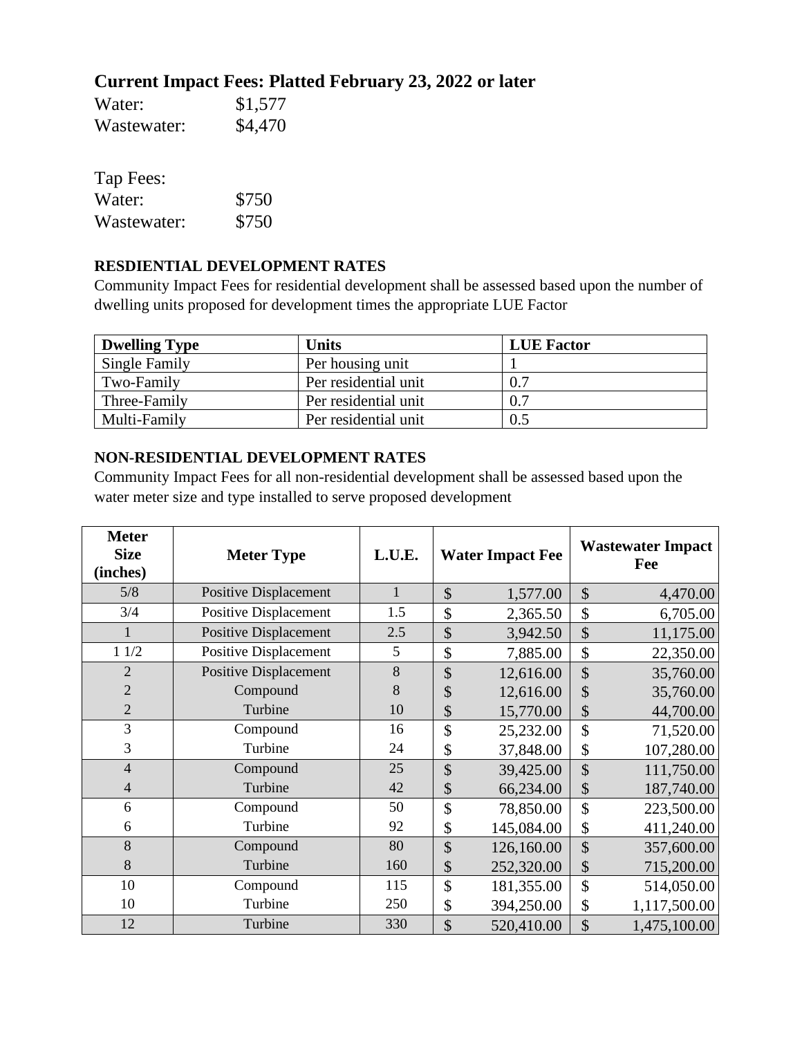## Current Impact Fees: Platted February 23, 2022 or later

Water: $1,577
Wastewater: $4,470

Tap Fees:
Water: $750
Wastewater: $750

**RESDIENTIAL DEVELOPMENT RATES**

Community Impact Fees for residential development shall be assessed based upon the number of dwelling units proposed for development times the appropriate LUE Factor

| Dwelling Type | Units | LUE Factor |
|---|---|---|
| Single Family | Per housing unit | 1 |
| Two-Family | Per residential unit | 0.7 |
| Three-Family | Per residential unit | 0.7 |
| Multi-Family | Per residential unit | 0.5 |

**NON-RESIDENTIAL DEVELOPMENT RATES**

Community Impact Fees for all non-residential development shall be assessed based upon the water meter size and type installed to serve proposed development

| Meter Size (inches) | Meter Type | L.U.E. | Water Impact Fee | Wastewater Impact Fee |
|---|---|---|---|---|
| 5/8 | Positive Displacement | 1 | $ 1,577.00 | $ 4,470.00 |
| 3/4 | Positive Displacement | 1.5 | $ 2,365.50 | $ 6,705.00 |
| 1 | Positive Displacement | 2.5 | $ 3,942.50 | $ 11,175.00 |
| 1 1/2 | Positive Displacement | 5 | $ 7,885.00 | $ 22,350.00 |
| 2 | Positive Displacement | 8 | $ 12,616.00 | $ 35,760.00 |
| 2 | Compound | 8 | $ 12,616.00 | $ 35,760.00 |
| 2 | Turbine | 10 | $ 15,770.00 | $ 44,700.00 |
| 3 | Compound | 16 | $ 25,232.00 | $ 71,520.00 |
| 3 | Turbine | 24 | $ 37,848.00 | $ 107,280.00 |
| 4 | Compound | 25 | $ 39,425.00 | $ 111,750.00 |
| 4 | Turbine | 42 | $ 66,234.00 | $ 187,740.00 |
| 6 | Compound | 50 | $ 78,850.00 | $ 223,500.00 |
| 6 | Turbine | 92 | $ 145,084.00 | $ 411,240.00 |
| 8 | Compound | 80 | $ 126,160.00 | $ 357,600.00 |
| 8 | Turbine | 160 | $ 252,320.00 | $ 715,200.00 |
| 10 | Compound | 115 | $ 181,355.00 | $ 514,050.00 |
| 10 | Turbine | 250 | $ 394,250.00 | $ 1,117,500.00 |
| 12 | Turbine | 330 | $ 520,410.00 | $ 1,475,100.00 |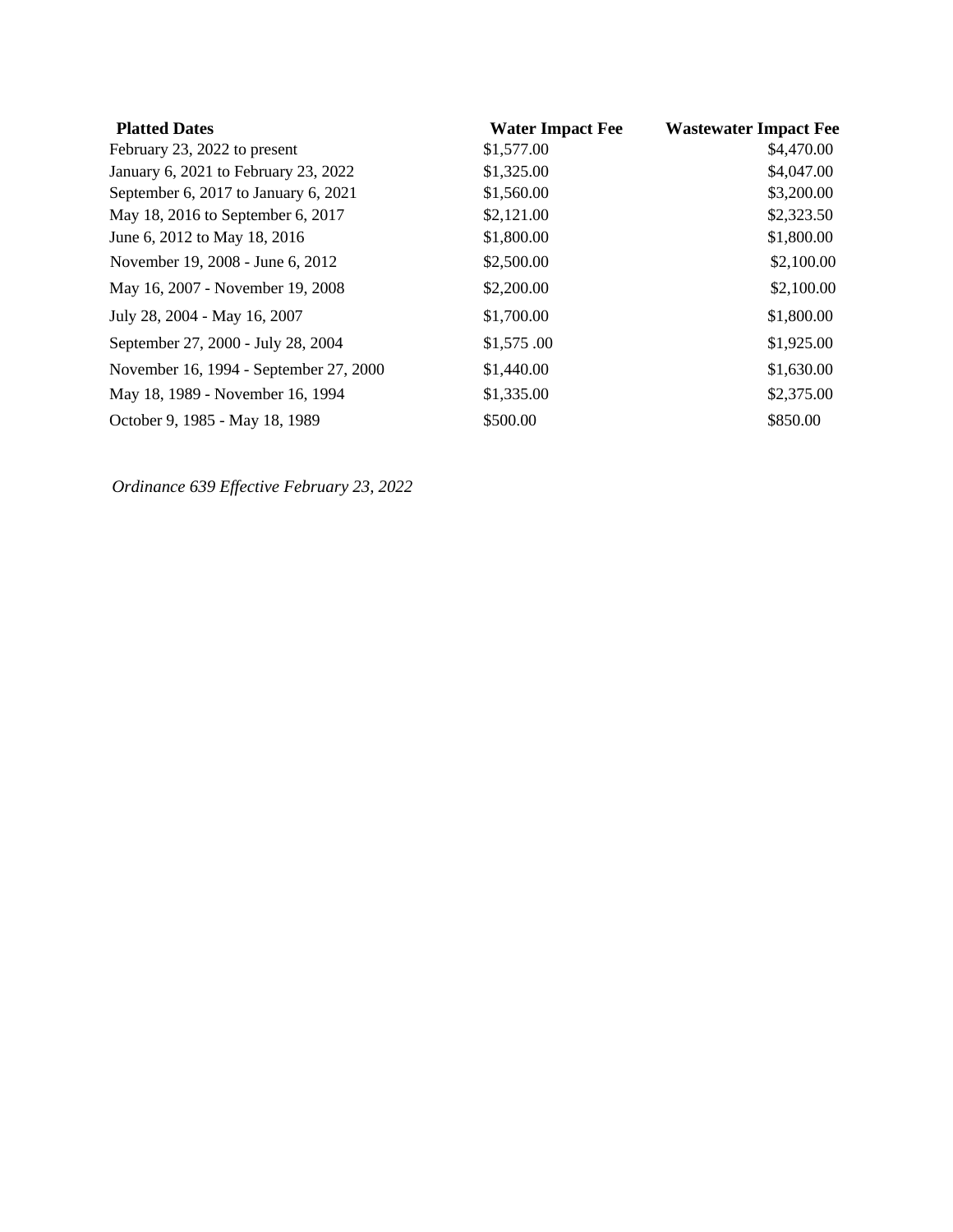| Platted Dates | Water Impact Fee | Wastewater Impact Fee |
| --- | --- | --- |
| February 23, 2022 to present | $1,577.00 | $4,470.00 |
| January 6, 2021 to February 23, 2022 | $1,325.00 | $4,047.00 |
| September 6, 2017 to January 6, 2021 | $1,560.00 | $3,200.00 |
| May 18, 2016 to September 6, 2017 | $2,121.00 | $2,323.50 |
| June 6, 2012 to May 18, 2016 | $1,800.00 | $1,800.00 |
| November 19, 2008 - June 6, 2012 | $2,500.00 | $2,100.00 |
| May 16, 2007 - November 19, 2008 | $2,200.00 | $2,100.00 |
| July 28, 2004 - May 16, 2007 | $1,700.00 | $1,800.00 |
| September 27, 2000 - July 28, 2004 | $1,575 .00 | $1,925.00 |
| November 16, 1994 - September 27, 2000 | $1,440.00 | $1,630.00 |
| May 18, 1989 - November 16, 1994 | $1,335.00 | $2,375.00 |
| October 9, 1985 - May 18, 1989 | $500.00 | $850.00 |

*Ordinance 639 Effective February 23, 2022*